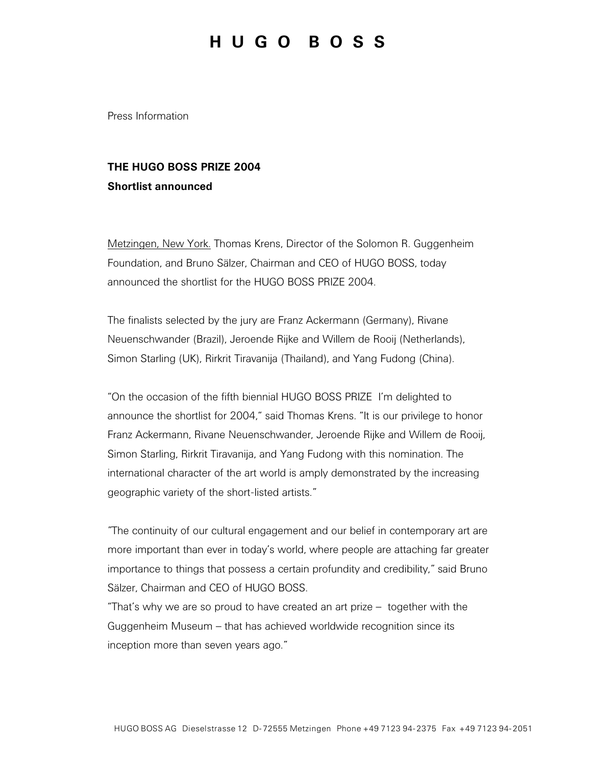# HUGO BOSS

Press Information

**THE HUGO BOSS PRIZE 2004**
**Shortlist announced**

Metzingen, New York. Thomas Krens, Director of the Solomon R. Guggenheim Foundation, and Bruno Sälzer, Chairman and CEO of HUGO BOSS, today announced the shortlist for the HUGO BOSS PRIZE 2004.

The finalists selected by the jury are Franz Ackermann (Germany), Rivane Neuenschwander (Brazil), Jeroende Rijke and Willem de Rooij (Netherlands), Simon Starling (UK), Rirkrit Tiravanija (Thailand), and Yang Fudong (China).

"On the occasion of the fifth biennial HUGO BOSS PRIZE I'm delighted to announce the shortlist for 2004," said Thomas Krens. "It is our privilege to honor Franz Ackermann, Rivane Neuenschwander, Jeroende Rijke and Willem de Rooij, Simon Starling, Rirkrit Tiravanija, and Yang Fudong with this nomination. The international character of the art world is amply demonstrated by the increasing geographic variety of the short-listed artists."

"The continuity of our cultural engagement and our belief in contemporary art are more important than ever in today's world, where people are attaching far greater importance to things that possess a certain profundity and credibility," said Bruno Sälzer, Chairman and CEO of HUGO BOSS.
"That's why we are so proud to have created an art prize – together with the Guggenheim Museum – that has achieved worldwide recognition since its inception more than seven years ago."

HUGO BOSS AG Dieselstrasse 12 D-72555 Metzingen Phone +49 7123 94-2375 Fax +49 7123 94-2051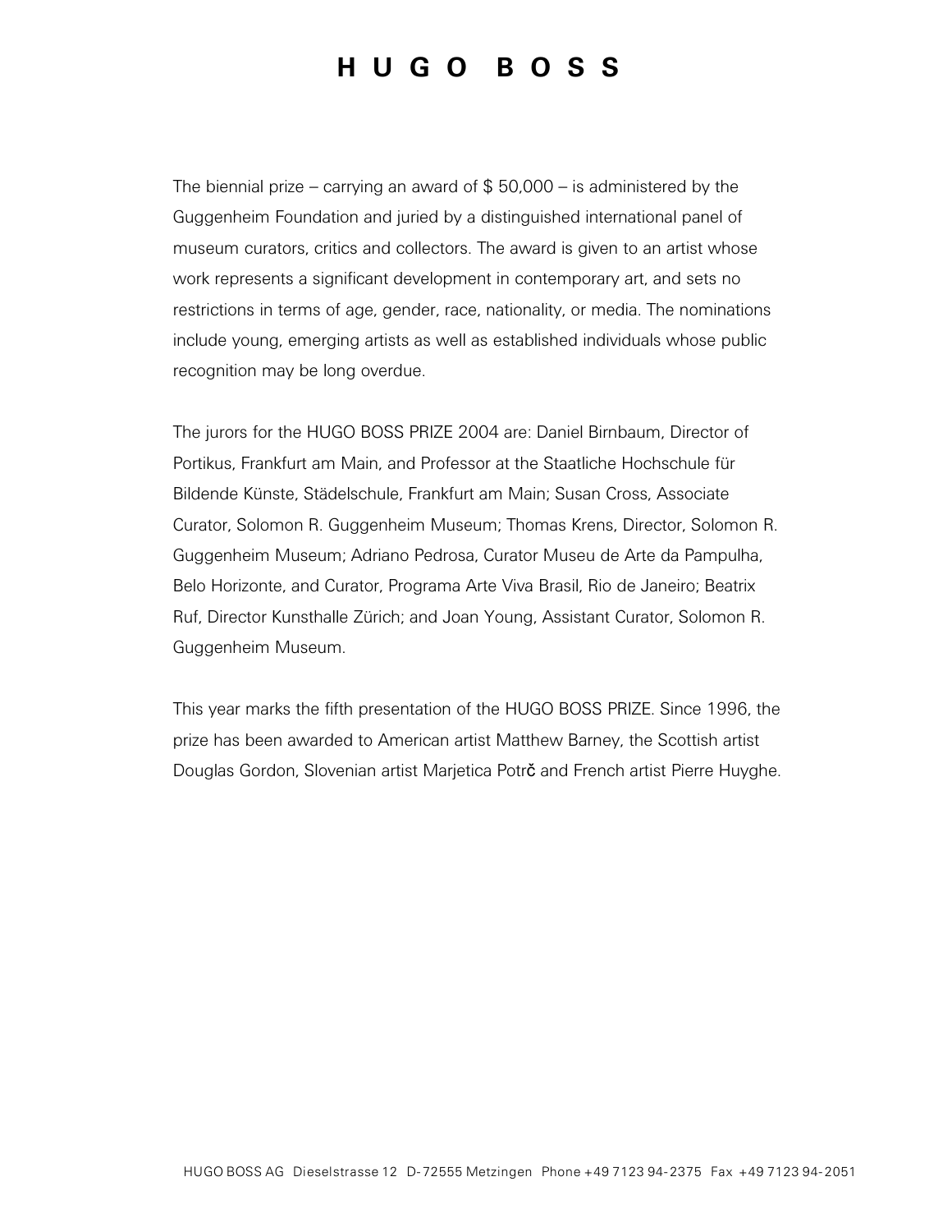The biennial prize – carrying an award of $ 50,000 – is administered by the Guggenheim Foundation and juried by a distinguished international panel of museum curators, critics and collectors. The award is given to an artist whose work represents a significant development in contemporary art, and sets no restrictions in terms of age, gender, race, nationality, or media. The nominations include young, emerging artists as well as established individuals whose public recognition may be long overdue.

The jurors for the HUGO BOSS PRIZE 2004 are: Daniel Birnbaum, Director of Portikus, Frankfurt am Main, and Professor at the Staatliche Hochschule für Bildende Künste, Städelschule, Frankfurt am Main; Susan Cross, Associate Curator, Solomon R. Guggenheim Museum; Thomas Krens, Director, Solomon R. Guggenheim Museum; Adriano Pedrosa, Curator Museu de Arte da Pampulha, Belo Horizonte, and Curator, Programa Arte Viva Brasil, Rio de Janeiro; Beatrix Ruf, Director Kunsthalle Zürich; and Joan Young, Assistant Curator, Solomon R. Guggenheim Museum.

This year marks the fifth presentation of the HUGO BOSS PRIZE. Since 1996, the prize has been awarded to American artist Matthew Barney, the Scottish artist Douglas Gordon, Slovenian artist Marjetica Potrč and French artist Pierre Huyghe.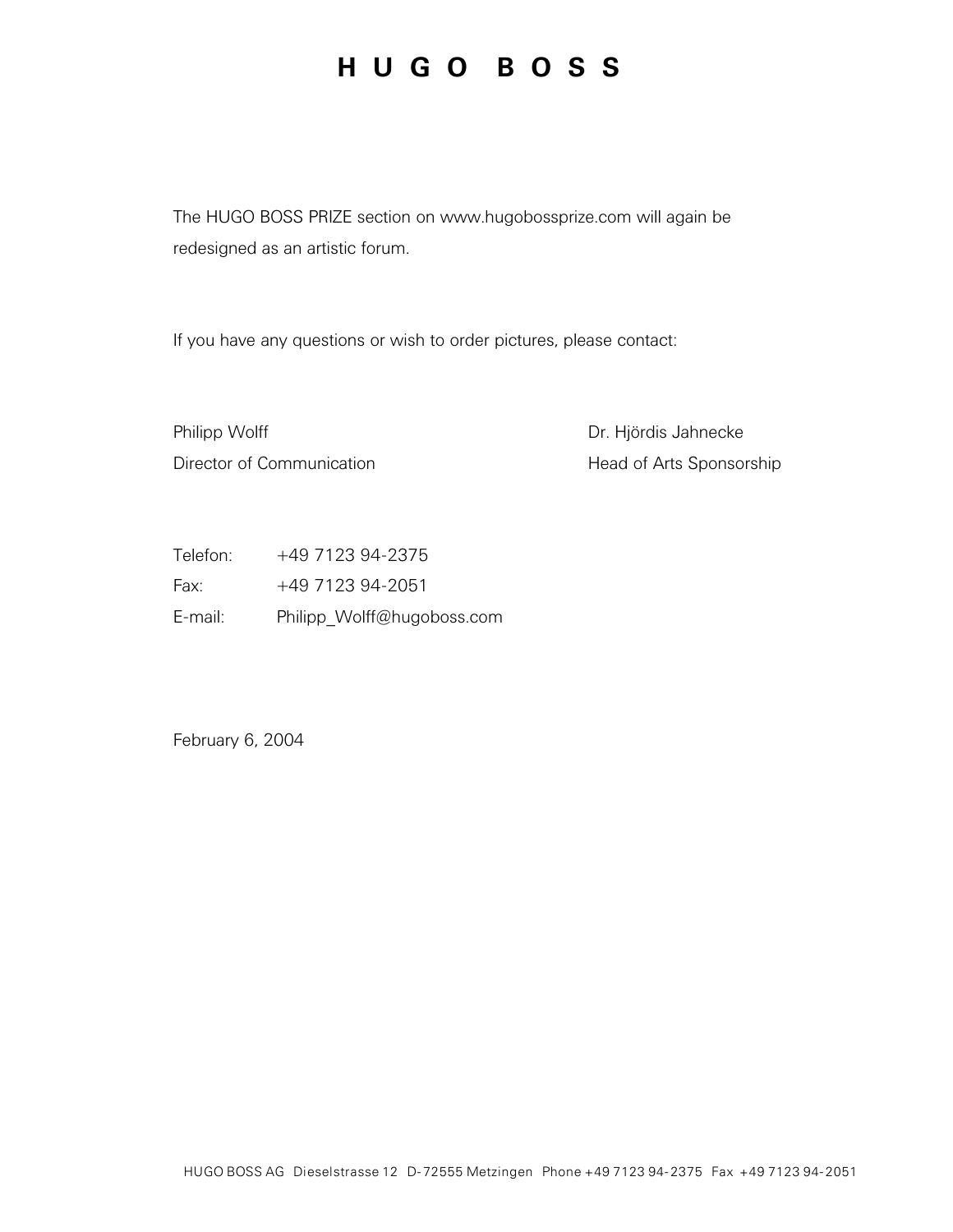# H U G O B O S S

The HUGO BOSS PRIZE section on www.hugobossprize.com will again be redesigned as an artistic forum.

If you have any questions or wish to order pictures, please contact:

Philipp Wolff
Director of Communication

Dr. Hjördis Jahnecke
Head of Arts Sponsorship

| | |
|---|---|
| Telefon: | +49 7123 94-2375 |
| Fax: | +49 7123 94-2051 |
| E-mail: | Philipp_Wolff@hugoboss.com |

February 6, 2004

HUGO BOSS AG Dieselstrasse 12 D-72555 Metzingen Phone +49 7123 94-2375 Fax +49 7123 94-2051